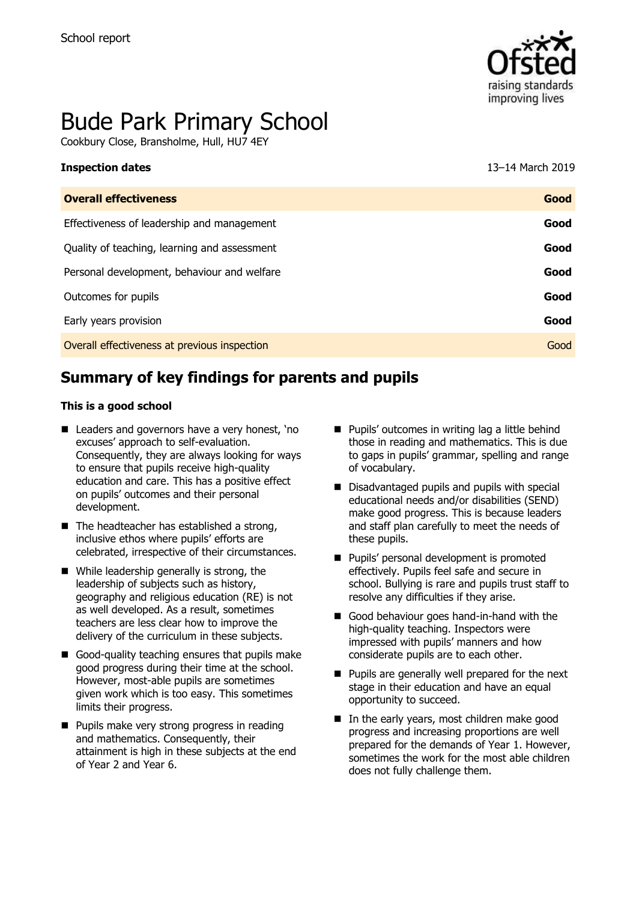School report

# Bude Park Primary School

Cookbury Close, Bransholme, Hull, HU7 4EY

**Inspection dates** 13–14 March 2019

| **Overall effectiveness** | **Good** |
|---|---|
| Effectiveness of leadership and management | **Good** |
| Quality of teaching, learning and assessment | **Good** |
| Personal development, behaviour and welfare | **Good** |
| Outcomes for pupils | **Good** |
| Early years provision | **Good** |
| Overall effectiveness at previous inspection | Good |

## Summary of key findings for parents and pupils

**This is a good school**

- Leaders and governors have a very honest, 'no excuses' approach to self-evaluation. Consequently, they are always looking for ways to ensure that pupils receive high-quality education and care. This has a positive effect on pupils' outcomes and their personal development.
- The headteacher has established a strong, inclusive ethos where pupils' efforts are celebrated, irrespective of their circumstances.
- While leadership generally is strong, the leadership of subjects such as history, geography and religious education (RE) is not as well developed. As a result, sometimes teachers are less clear how to improve the delivery of the curriculum in these subjects.
- Good-quality teaching ensures that pupils make good progress during their time at the school. However, most-able pupils are sometimes given work which is too easy. This sometimes limits their progress.
- Pupils make very strong progress in reading and mathematics. Consequently, their attainment is high in these subjects at the end of Year 2 and Year 6.
- Pupils' outcomes in writing lag a little behind those in reading and mathematics. This is due to gaps in pupils' grammar, spelling and range of vocabulary.
- Disadvantaged pupils and pupils with special educational needs and/or disabilities (SEND) make good progress. This is because leaders and staff plan carefully to meet the needs of these pupils.
- Pupils' personal development is promoted effectively. Pupils feel safe and secure in school. Bullying is rare and pupils trust staff to resolve any difficulties if they arise.
- Good behaviour goes hand-in-hand with the high-quality teaching. Inspectors were impressed with pupils' manners and how considerate pupils are to each other.
- Pupils are generally well prepared for the next stage in their education and have an equal opportunity to succeed.
- In the early years, most children make good progress and increasing proportions are well prepared for the demands of Year 1. However, sometimes the work for the most able children does not fully challenge them.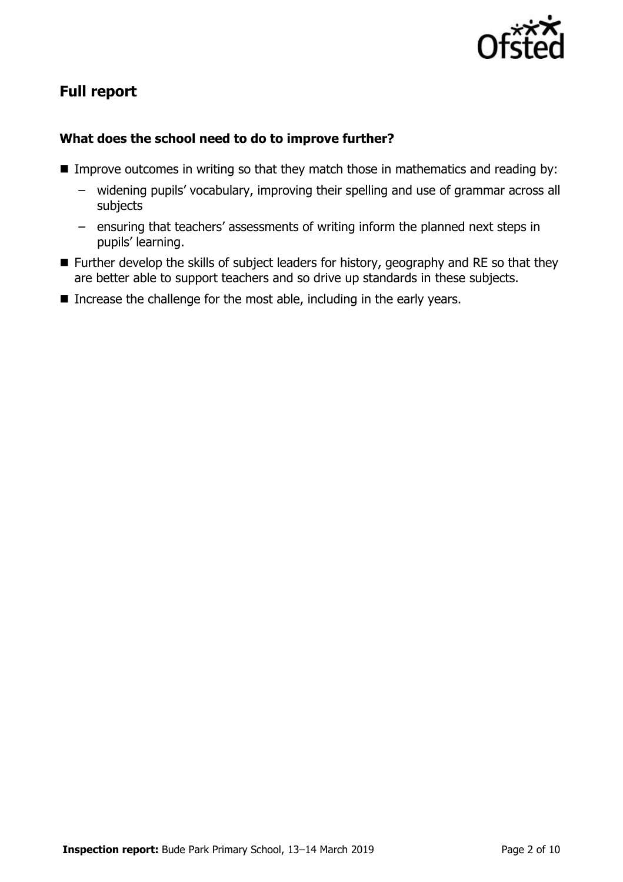## Full report

### What does the school need to do to improve further?

- Improve outcomes in writing so that they match those in mathematics and reading by:
  - widening pupils' vocabulary, improving their spelling and use of grammar across all subjects
  - ensuring that teachers' assessments of writing inform the planned next steps in pupils' learning.
- Further develop the skills of subject leaders for history, geography and RE so that they are better able to support teachers and so drive up standards in these subjects.
- Increase the challenge for the most able, including in the early years.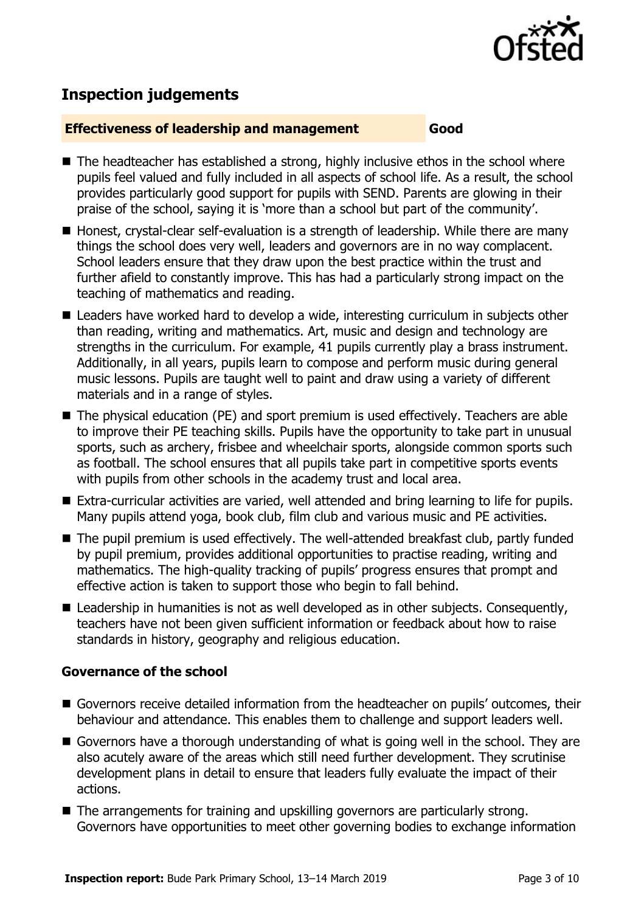## Inspection judgements

**Effectiveness of leadership and management** **Good**

- The headteacher has established a strong, highly inclusive ethos in the school where pupils feel valued and fully included in all aspects of school life. As a result, the school provides particularly good support for pupils with SEND. Parents are glowing in their praise of the school, saying it is 'more than a school but part of the community'.
- Honest, crystal-clear self-evaluation is a strength of leadership. While there are many things the school does very well, leaders and governors are in no way complacent. School leaders ensure that they draw upon the best practice within the trust and further afield to constantly improve. This has had a particularly strong impact on the teaching of mathematics and reading.
- Leaders have worked hard to develop a wide, interesting curriculum in subjects other than reading, writing and mathematics. Art, music and design and technology are strengths in the curriculum. For example, 41 pupils currently play a brass instrument. Additionally, in all years, pupils learn to compose and perform music during general music lessons. Pupils are taught well to paint and draw using a variety of different materials and in a range of styles.
- The physical education (PE) and sport premium is used effectively. Teachers are able to improve their PE teaching skills. Pupils have the opportunity to take part in unusual sports, such as archery, frisbee and wheelchair sports, alongside common sports such as football. The school ensures that all pupils take part in competitive sports events with pupils from other schools in the academy trust and local area.
- Extra-curricular activities are varied, well attended and bring learning to life for pupils. Many pupils attend yoga, book club, film club and various music and PE activities.
- The pupil premium is used effectively. The well-attended breakfast club, partly funded by pupil premium, provides additional opportunities to practise reading, writing and mathematics. The high-quality tracking of pupils' progress ensures that prompt and effective action is taken to support those who begin to fall behind.
- Leadership in humanities is not as well developed as in other subjects. Consequently, teachers have not been given sufficient information or feedback about how to raise standards in history, geography and religious education.

### Governance of the school

- Governors receive detailed information from the headteacher on pupils' outcomes, their behaviour and attendance. This enables them to challenge and support leaders well.
- Governors have a thorough understanding of what is going well in the school. They are also acutely aware of the areas which still need further development. They scrutinise development plans in detail to ensure that leaders fully evaluate the impact of their actions.
- The arrangements for training and upskilling governors are particularly strong. Governors have opportunities to meet other governing bodies to exchange information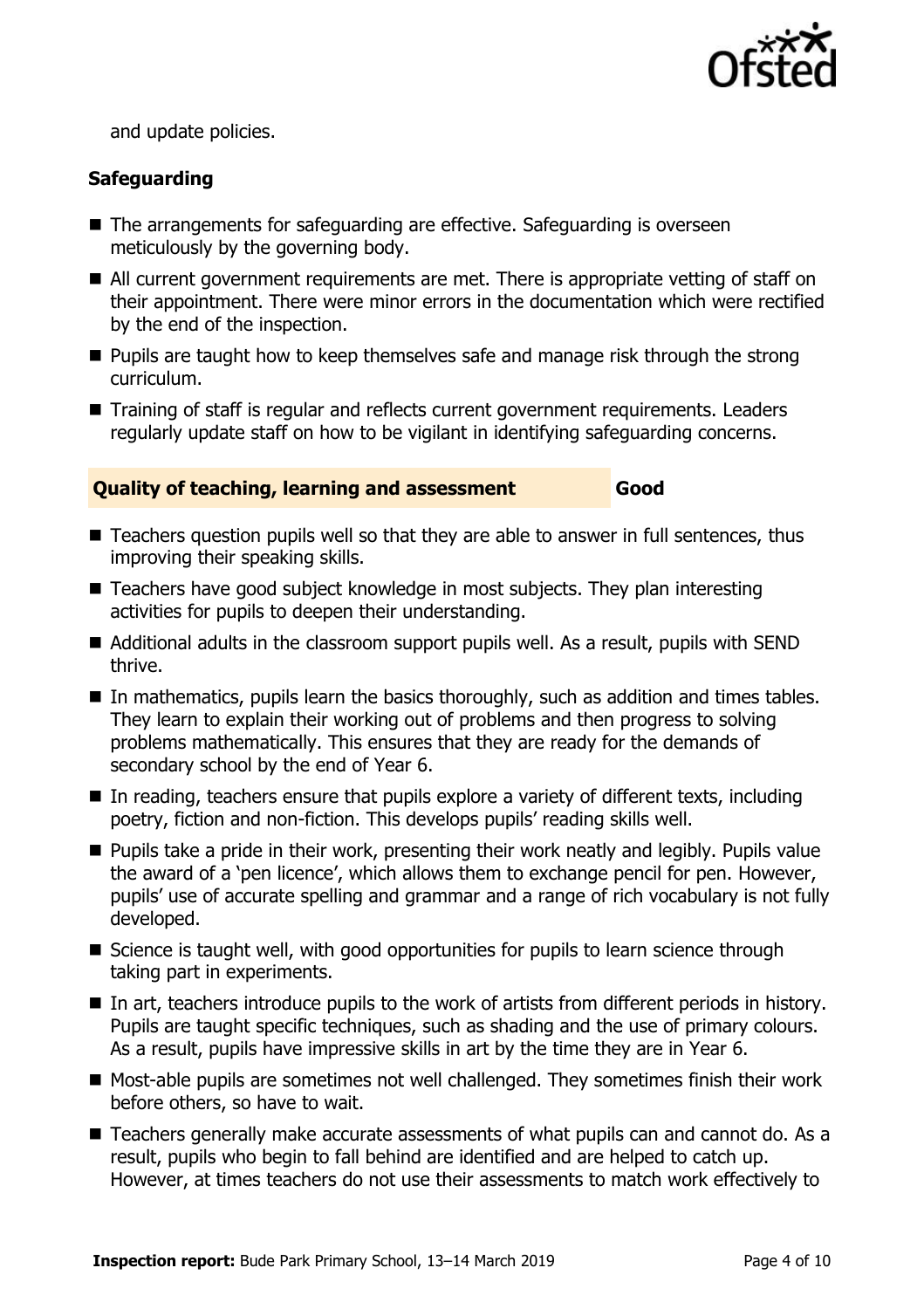and update policies.

### Safeguarding

- The arrangements for safeguarding are effective. Safeguarding is overseen meticulously by the governing body.
- All current government requirements are met. There is appropriate vetting of staff on their appointment. There were minor errors in the documentation which were rectified by the end of the inspection.
- Pupils are taught how to keep themselves safe and manage risk through the strong curriculum.
- Training of staff is regular and reflects current government requirements. Leaders regularly update staff on how to be vigilant in identifying safeguarding concerns.

### Quality of teaching, learning and assessment — Good

- Teachers question pupils well so that they are able to answer in full sentences, thus improving their speaking skills.
- Teachers have good subject knowledge in most subjects. They plan interesting activities for pupils to deepen their understanding.
- Additional adults in the classroom support pupils well. As a result, pupils with SEND thrive.
- In mathematics, pupils learn the basics thoroughly, such as addition and times tables. They learn to explain their working out of problems and then progress to solving problems mathematically. This ensures that they are ready for the demands of secondary school by the end of Year 6.
- In reading, teachers ensure that pupils explore a variety of different texts, including poetry, fiction and non-fiction. This develops pupils' reading skills well.
- Pupils take a pride in their work, presenting their work neatly and legibly. Pupils value the award of a 'pen licence', which allows them to exchange pencil for pen. However, pupils' use of accurate spelling and grammar and a range of rich vocabulary is not fully developed.
- Science is taught well, with good opportunities for pupils to learn science through taking part in experiments.
- In art, teachers introduce pupils to the work of artists from different periods in history. Pupils are taught specific techniques, such as shading and the use of primary colours. As a result, pupils have impressive skills in art by the time they are in Year 6.
- Most-able pupils are sometimes not well challenged. They sometimes finish their work before others, so have to wait.
- Teachers generally make accurate assessments of what pupils can and cannot do. As a result, pupils who begin to fall behind are identified and are helped to catch up. However, at times teachers do not use their assessments to match work effectively to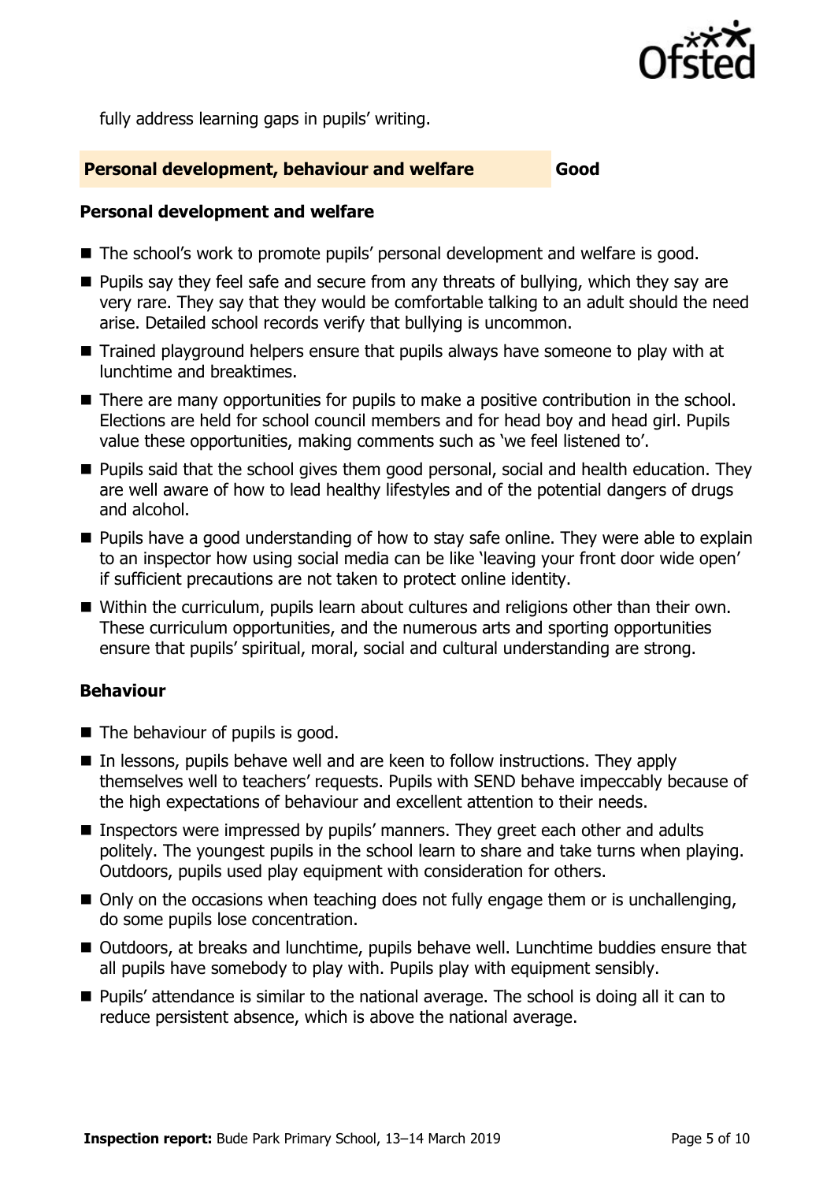fully address learning gaps in pupils' writing.

## Personal development, behaviour and welfare — Good

### Personal development and welfare

- The school's work to promote pupils' personal development and welfare is good.
- Pupils say they feel safe and secure from any threats of bullying, which they say are very rare. They say that they would be comfortable talking to an adult should the need arise. Detailed school records verify that bullying is uncommon.
- Trained playground helpers ensure that pupils always have someone to play with at lunchtime and breaktimes.
- There are many opportunities for pupils to make a positive contribution in the school. Elections are held for school council members and for head boy and head girl. Pupils value these opportunities, making comments such as 'we feel listened to'.
- Pupils said that the school gives them good personal, social and health education. They are well aware of how to lead healthy lifestyles and of the potential dangers of drugs and alcohol.
- Pupils have a good understanding of how to stay safe online. They were able to explain to an inspector how using social media can be like 'leaving your front door wide open' if sufficient precautions are not taken to protect online identity.
- Within the curriculum, pupils learn about cultures and religions other than their own. These curriculum opportunities, and the numerous arts and sporting opportunities ensure that pupils' spiritual, moral, social and cultural understanding are strong.

### Behaviour

- The behaviour of pupils is good.
- In lessons, pupils behave well and are keen to follow instructions. They apply themselves well to teachers' requests. Pupils with SEND behave impeccably because of the high expectations of behaviour and excellent attention to their needs.
- Inspectors were impressed by pupils' manners. They greet each other and adults politely. The youngest pupils in the school learn to share and take turns when playing. Outdoors, pupils used play equipment with consideration for others.
- Only on the occasions when teaching does not fully engage them or is unchallenging, do some pupils lose concentration.
- Outdoors, at breaks and lunchtime, pupils behave well. Lunchtime buddies ensure that all pupils have somebody to play with. Pupils play with equipment sensibly.
- Pupils' attendance is similar to the national average. The school is doing all it can to reduce persistent absence, which is above the national average.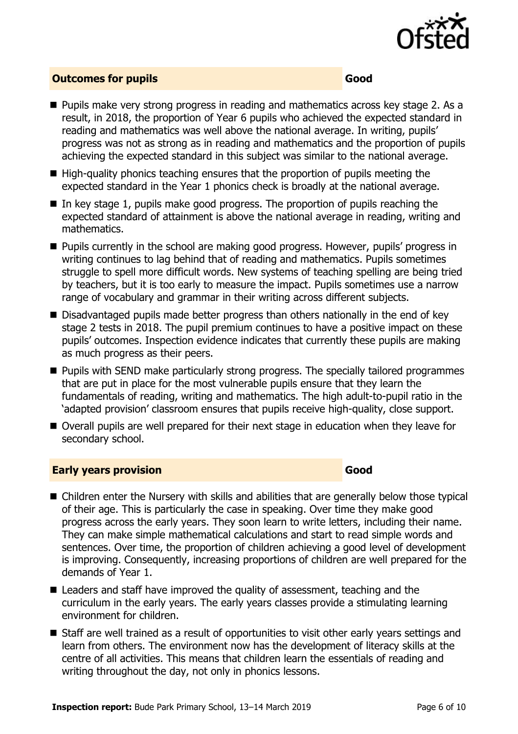## Outcomes for pupils — Good

- Pupils make very strong progress in reading and mathematics across key stage 2. As a result, in 2018, the proportion of Year 6 pupils who achieved the expected standard in reading and mathematics was well above the national average. In writing, pupils' progress was not as strong as in reading and mathematics and the proportion of pupils achieving the expected standard in this subject was similar to the national average.
- High-quality phonics teaching ensures that the proportion of pupils meeting the expected standard in the Year 1 phonics check is broadly at the national average.
- In key stage 1, pupils make good progress. The proportion of pupils reaching the expected standard of attainment is above the national average in reading, writing and mathematics.
- Pupils currently in the school are making good progress. However, pupils' progress in writing continues to lag behind that of reading and mathematics. Pupils sometimes struggle to spell more difficult words. New systems of teaching spelling are being tried by teachers, but it is too early to measure the impact. Pupils sometimes use a narrow range of vocabulary and grammar in their writing across different subjects.
- Disadvantaged pupils made better progress than others nationally in the end of key stage 2 tests in 2018. The pupil premium continues to have a positive impact on these pupils' outcomes. Inspection evidence indicates that currently these pupils are making as much progress as their peers.
- Pupils with SEND make particularly strong progress. The specially tailored programmes that are put in place for the most vulnerable pupils ensure that they learn the fundamentals of reading, writing and mathematics. The high adult-to-pupil ratio in the 'adapted provision' classroom ensures that pupils receive high-quality, close support.
- Overall pupils are well prepared for their next stage in education when they leave for secondary school.

## Early years provision — Good

- Children enter the Nursery with skills and abilities that are generally below those typical of their age. This is particularly the case in speaking. Over time they make good progress across the early years. They soon learn to write letters, including their name. They can make simple mathematical calculations and start to read simple words and sentences. Over time, the proportion of children achieving a good level of development is improving. Consequently, increasing proportions of children are well prepared for the demands of Year 1.
- Leaders and staff have improved the quality of assessment, teaching and the curriculum in the early years. The early years classes provide a stimulating learning environment for children.
- Staff are well trained as a result of opportunities to visit other early years settings and learn from others. The environment now has the development of literacy skills at the centre of all activities. This means that children learn the essentials of reading and writing throughout the day, not only in phonics lessons.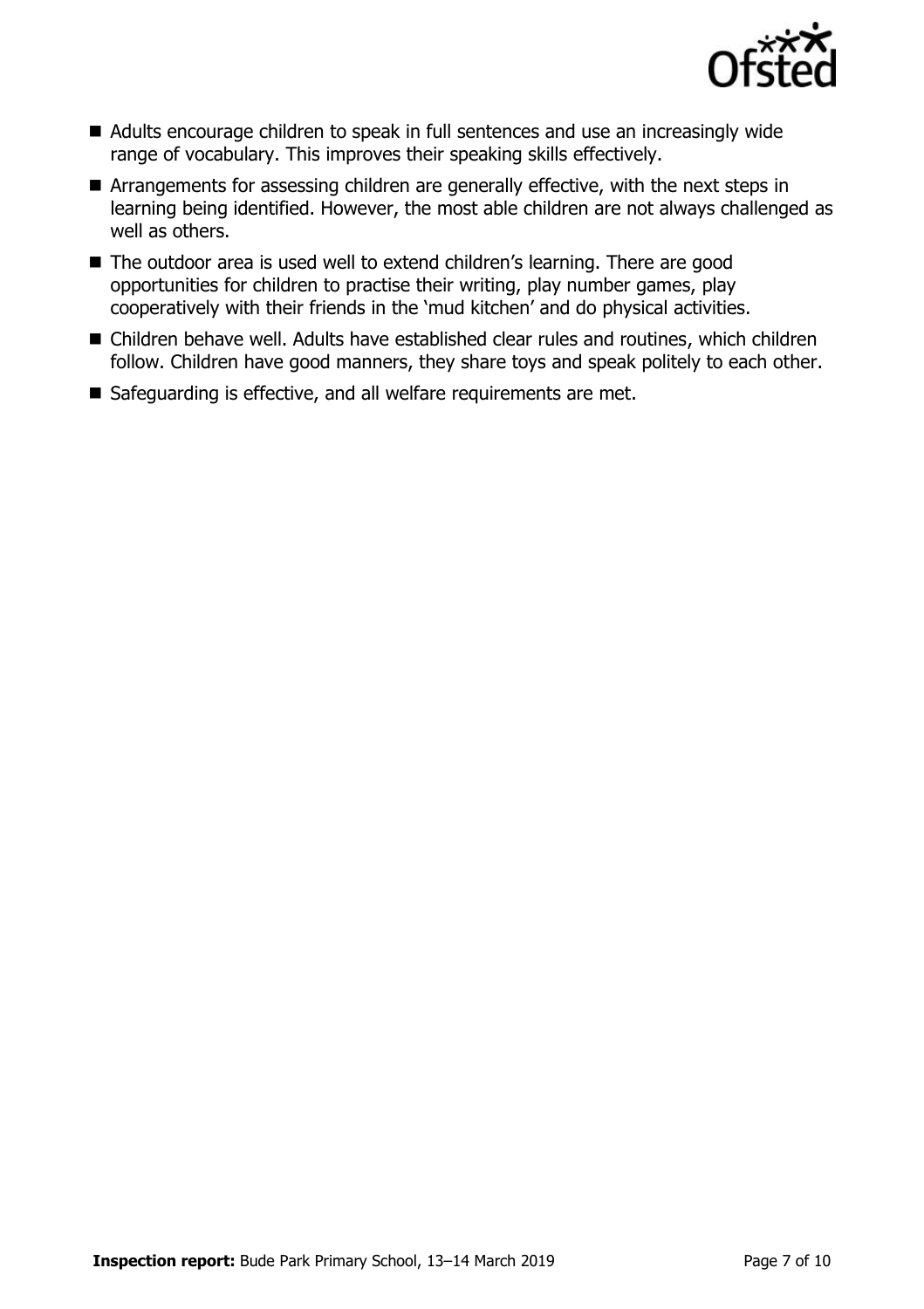- Adults encourage children to speak in full sentences and use an increasingly wide range of vocabulary. This improves their speaking skills effectively.
- Arrangements for assessing children are generally effective, with the next steps in learning being identified. However, the most able children are not always challenged as well as others.
- The outdoor area is used well to extend children's learning. There are good opportunities for children to practise their writing, play number games, play cooperatively with their friends in the 'mud kitchen' and do physical activities.
- Children behave well. Adults have established clear rules and routines, which children follow. Children have good manners, they share toys and speak politely to each other.
- Safeguarding is effective, and all welfare requirements are met.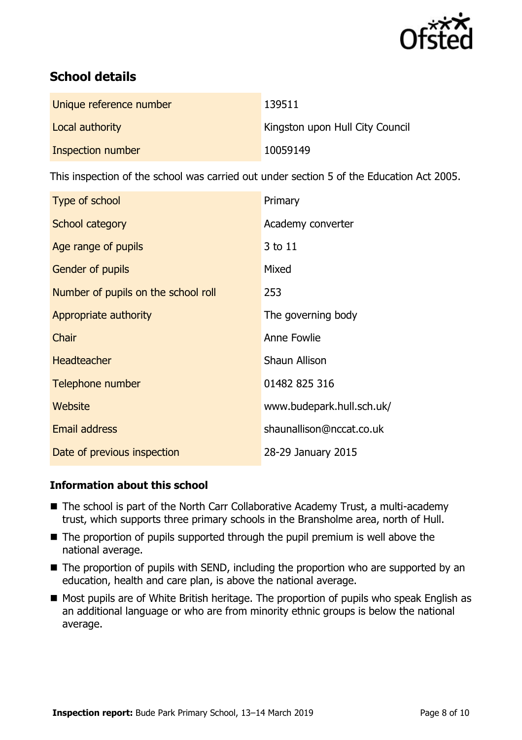## School details

| | |
|---|---|
| Unique reference number | 139511 |
| Local authority | Kingston upon Hull City Council |
| Inspection number | 10059149 |

This inspection of the school was carried out under section 5 of the Education Act 2005.

| | |
|---|---|
| Type of school | Primary |
| School category | Academy converter |
| Age range of pupils | 3 to 11 |
| Gender of pupils | Mixed |
| Number of pupils on the school roll | 253 |
| Appropriate authority | The governing body |
| Chair | Anne Fowlie |
| Headteacher | Shaun Allison |
| Telephone number | 01482 825 316 |
| Website | www.budepark.hull.sch.uk/ |
| Email address | shaunallison@nccat.co.uk |
| Date of previous inspection | 28-29 January 2015 |

### Information about this school

- The school is part of the North Carr Collaborative Academy Trust, a multi-academy trust, which supports three primary schools in the Bransholme area, north of Hull.
- The proportion of pupils supported through the pupil premium is well above the national average.
- The proportion of pupils with SEND, including the proportion who are supported by an education, health and care plan, is above the national average.
- Most pupils are of White British heritage. The proportion of pupils who speak English as an additional language or who are from minority ethnic groups is below the national average.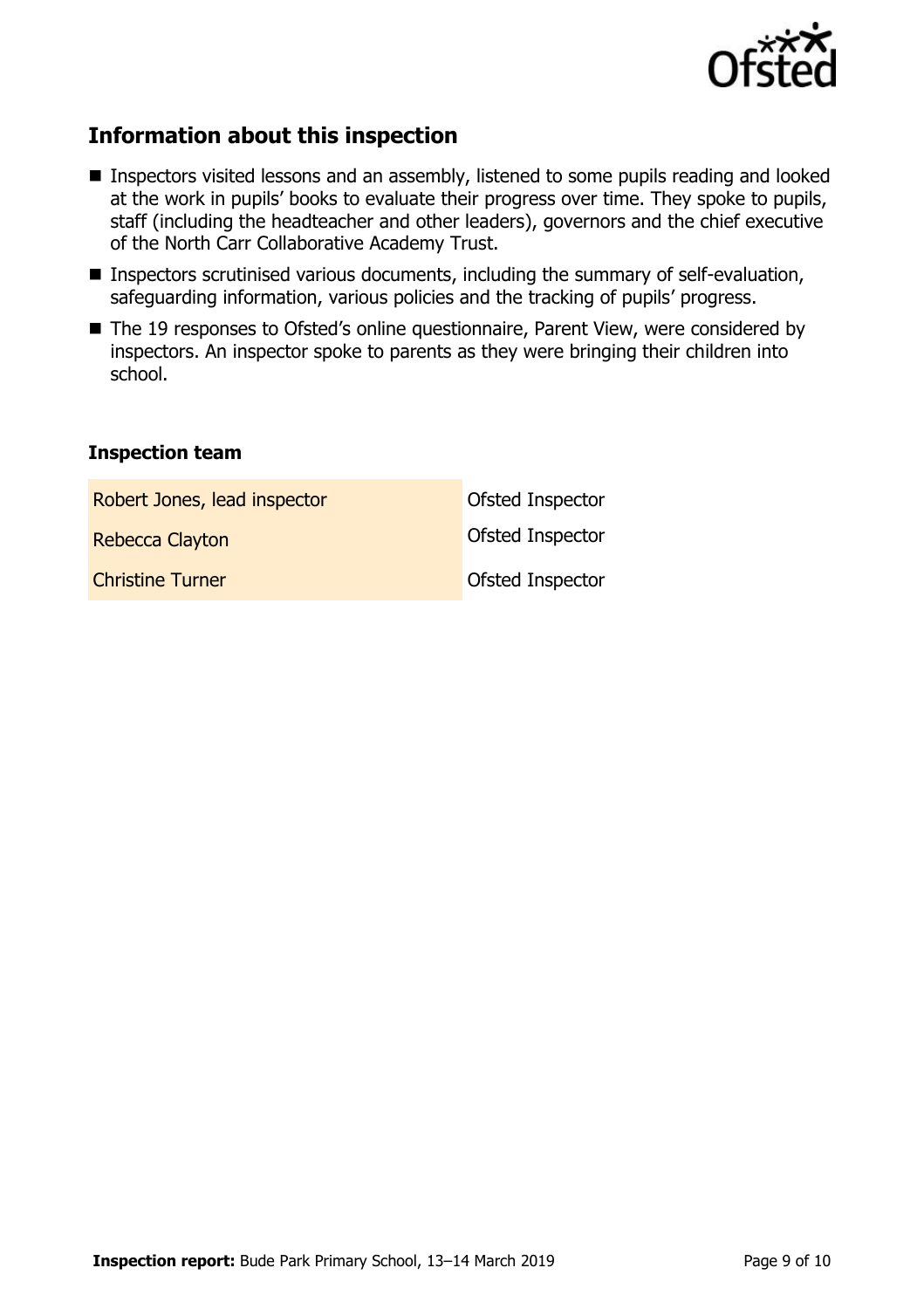## Information about this inspection

- Inspectors visited lessons and an assembly, listened to some pupils reading and looked at the work in pupils' books to evaluate their progress over time. They spoke to pupils, staff (including the headteacher and other leaders), governors and the chief executive of the North Carr Collaborative Academy Trust.
- Inspectors scrutinised various documents, including the summary of self-evaluation, safeguarding information, various policies and the tracking of pupils' progress.
- The 19 responses to Ofsted's online questionnaire, Parent View, were considered by inspectors. An inspector spoke to parents as they were bringing their children into school.

### Inspection team

| | |
|---|---|
| Robert Jones, lead inspector | Ofsted Inspector |
| Rebecca Clayton | Ofsted Inspector |
| Christine Turner | Ofsted Inspector |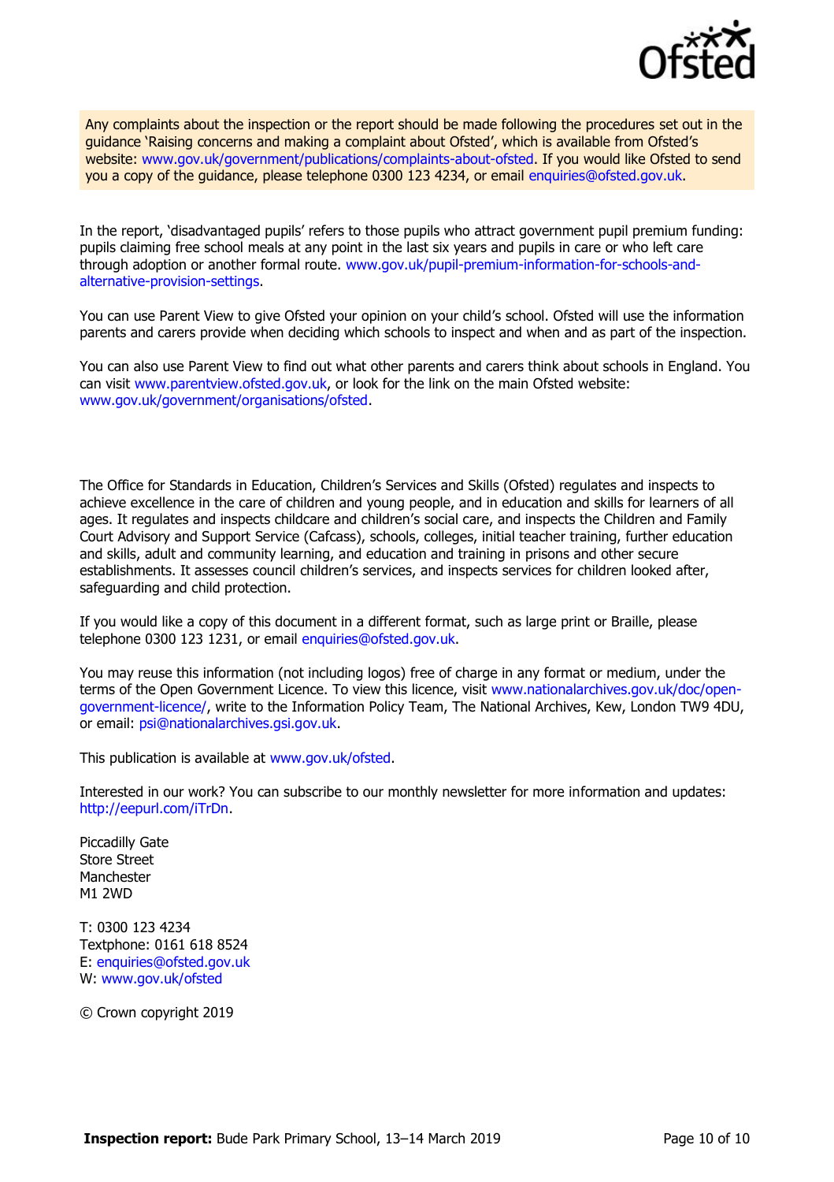Any complaints about the inspection or the report should be made following the procedures set out in the guidance 'Raising concerns and making a complaint about Ofsted', which is available from Ofsted's website: www.gov.uk/government/publications/complaints-about-ofsted. If you would like Ofsted to send you a copy of the guidance, please telephone 0300 123 4234, or email enquiries@ofsted.gov.uk.

In the report, 'disadvantaged pupils' refers to those pupils who attract government pupil premium funding: pupils claiming free school meals at any point in the last six years and pupils in care or who left care through adoption or another formal route. www.gov.uk/pupil-premium-information-for-schools-and-alternative-provision-settings.

You can use Parent View to give Ofsted your opinion on your child's school. Ofsted will use the information parents and carers provide when deciding which schools to inspect and when and as part of the inspection.

You can also use Parent View to find out what other parents and carers think about schools in England. You can visit www.parentview.ofsted.gov.uk, or look for the link on the main Ofsted website: www.gov.uk/government/organisations/ofsted.

The Office for Standards in Education, Children's Services and Skills (Ofsted) regulates and inspects to achieve excellence in the care of children and young people, and in education and skills for learners of all ages. It regulates and inspects childcare and children's social care, and inspects the Children and Family Court Advisory and Support Service (Cafcass), schools, colleges, initial teacher training, further education and skills, adult and community learning, and education and training in prisons and other secure establishments. It assesses council children's services, and inspects services for children looked after, safeguarding and child protection.

If you would like a copy of this document in a different format, such as large print or Braille, please telephone 0300 123 1231, or email enquiries@ofsted.gov.uk.

You may reuse this information (not including logos) free of charge in any format or medium, under the terms of the Open Government Licence. To view this licence, visit www.nationalarchives.gov.uk/doc/open-government-licence/, write to the Information Policy Team, The National Archives, Kew, London TW9 4DU, or email: psi@nationalarchives.gsi.gov.uk.

This publication is available at www.gov.uk/ofsted.

Interested in our work? You can subscribe to our monthly newsletter for more information and updates: http://eepurl.com/iTrDn.

Piccadilly Gate
Store Street
Manchester
M1 2WD

T: 0300 123 4234
Textphone: 0161 618 8524
E: enquiries@ofsted.gov.uk
W: www.gov.uk/ofsted

© Crown copyright 2019